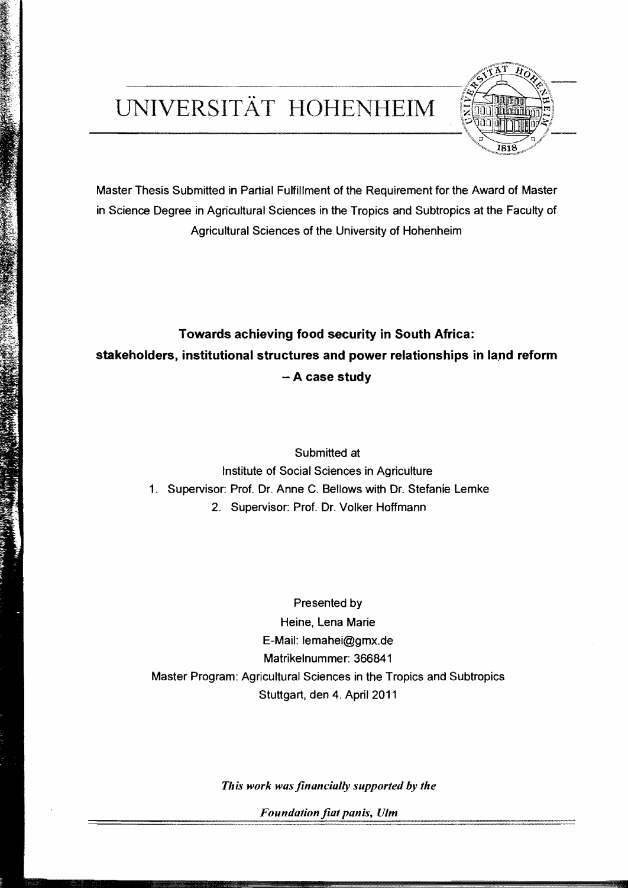# UNIVERSITÄT HOHENHEIM

Master Thesis Submitted in Partial Fulfillment of the Requirement for the Award of Master in Science Degree in Agricultural Sciences in the Tropics and Subtropics at the Faculty of Agricultural Sciences of the University of Hohenheim

## Towards achieving food security in South Africa: stakeholders, institutional structures and power relationships in land reform – A case study

Submitted at

Institute of Social Sciences in Agriculture

1. Supervisor: Prof. Dr. Anne C. Bellows with Dr. Stefanie Lemke
2. Supervisor: Prof. Dr. Volker Hoffmann

Presented by

Heine, Lena Marie

E-Mail: lemahei@gmx.de

Matrikelnummer: 366841

Master Program: Agricultural Sciences in the Tropics and Subtropics

Stuttgart, den 4. April 2011

***This work was financially supported by the***

***Foundation fiat panis, Ulm***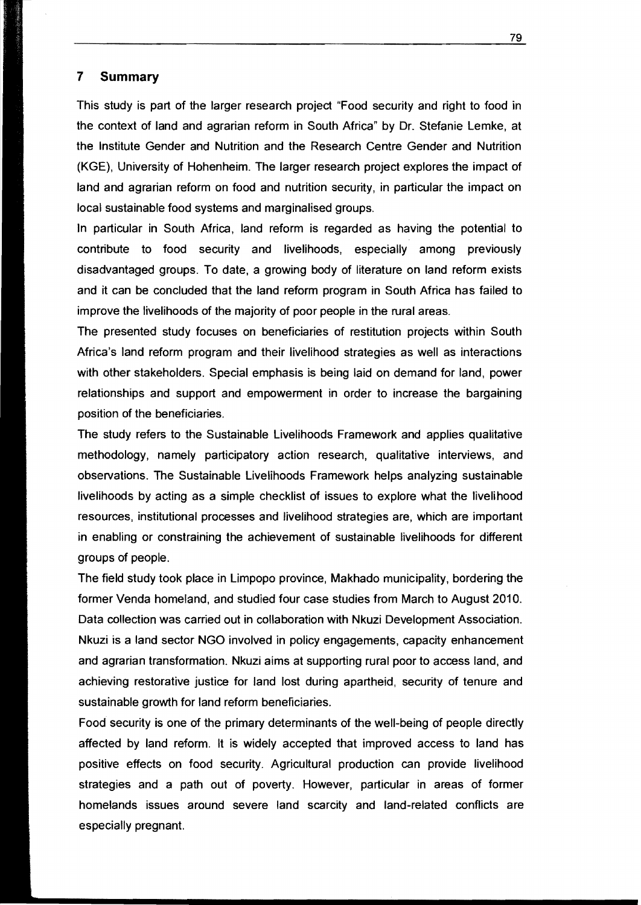# 7 Summary

This study is part of the larger research project "Food security and right to food in the context of land and agrarian reform in South Africa" by Dr. Stefanie Lemke, at the Institute Gender and Nutrition and the Research Centre Gender and Nutrition (KGE), University of Hohenheim. The larger research project explores the impact of land and agrarian reform on food and nutrition security, in particular the impact on local sustainable food systems and marginalised groups.

In particular in South Africa, land reform is regarded as having the potential to contribute to food security and livelihoods, especially among previously disadvantaged groups. To date, a growing body of literature on land reform exists and it can be concluded that the land reform program in South Africa has failed to improve the livelihoods of the majority of poor people in the rural areas.

The presented study focuses on beneficiaries of restitution projects within South Africa's land reform program and their livelihood strategies as well as interactions with other stakeholders. Special emphasis is being laid on demand for land, power relationships and support and empowerment in order to increase the bargaining position of the beneficiaries.

The study refers to the Sustainable Livelihoods Framework and applies qualitative methodology, namely participatory action research, qualitative interviews, and observations. The Sustainable Livelihoods Framework helps analyzing sustainable livelihoods by acting as a simple checklist of issues to explore what the livelihood resources, institutional processes and livelihood strategies are, which are important in enabling or constraining the achievement of sustainable livelihoods for different groups of people.

The field study took place in Limpopo province, Makhado municipality, bordering the former Venda homeland, and studied four case studies from March to August 2010. Data collection was carried out in collaboration with Nkuzi Development Association. Nkuzi is a land sector NGO involved in policy engagements, capacity enhancement and agrarian transformation. Nkuzi aims at supporting rural poor to access land, and achieving restorative justice for land lost during apartheid, security of tenure and sustainable growth for land reform beneficiaries.

Food security is one of the primary determinants of the well-being of people directly affected by land reform. It is widely accepted that improved access to land has positive effects on food security. Agricultural production can provide livelihood strategies and a path out of poverty. However, particular in areas of former homelands issues around severe land scarcity and land-related conflicts are especially pregnant.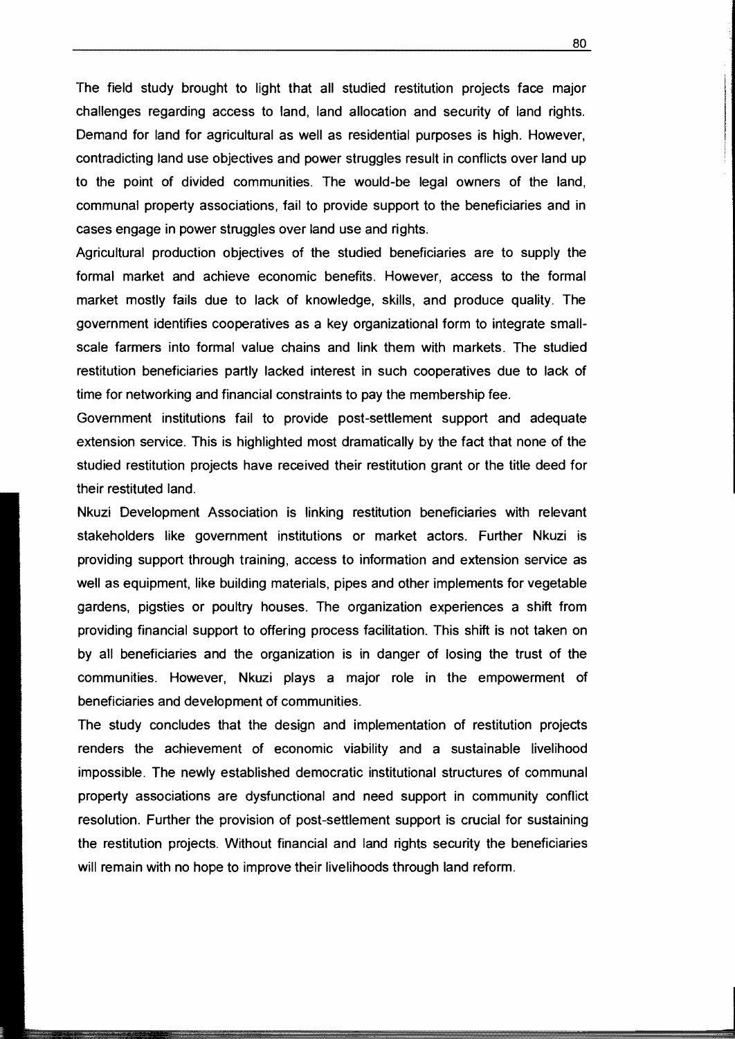The field study brought to light that all studied restitution projects face major challenges regarding access to land, land allocation and security of land rights. Demand for land for agricultural as well as residential purposes is high. However, contradicting land use objectives and power struggles result in conflicts over land up to the point of divided communities. The would-be legal owners of the land, communal property associations, fail to provide support to the beneficiaries and in cases engage in power struggles over land use and rights.

Agricultural production objectives of the studied beneficiaries are to supply the formal market and achieve economic benefits. However, access to the formal market mostly fails due to lack of knowledge, skills, and produce quality. The government identifies cooperatives as a key organizational form to integrate small-scale farmers into formal value chains and link them with markets. The studied restitution beneficiaries partly lacked interest in such cooperatives due to lack of time for networking and financial constraints to pay the membership fee.

Government institutions fail to provide post-settlement support and adequate extension service. This is highlighted most dramatically by the fact that none of the studied restitution projects have received their restitution grant or the title deed for their restituted land.

Nkuzi Development Association is linking restitution beneficiaries with relevant stakeholders like government institutions or market actors. Further Nkuzi is providing support through training, access to information and extension service as well as equipment, like building materials, pipes and other implements for vegetable gardens, pigsties or poultry houses. The organization experiences a shift from providing financial support to offering process facilitation. This shift is not taken on by all beneficiaries and the organization is in danger of losing the trust of the communities. However, Nkuzi plays a major role in the empowerment of beneficiaries and development of communities.

The study concludes that the design and implementation of restitution projects renders the achievement of economic viability and a sustainable livelihood impossible. The newly established democratic institutional structures of communal property associations are dysfunctional and need support in community conflict resolution. Further the provision of post-settlement support is crucial for sustaining the restitution projects. Without financial and land rights security the beneficiaries will remain with no hope to improve their livelihoods through land reform.